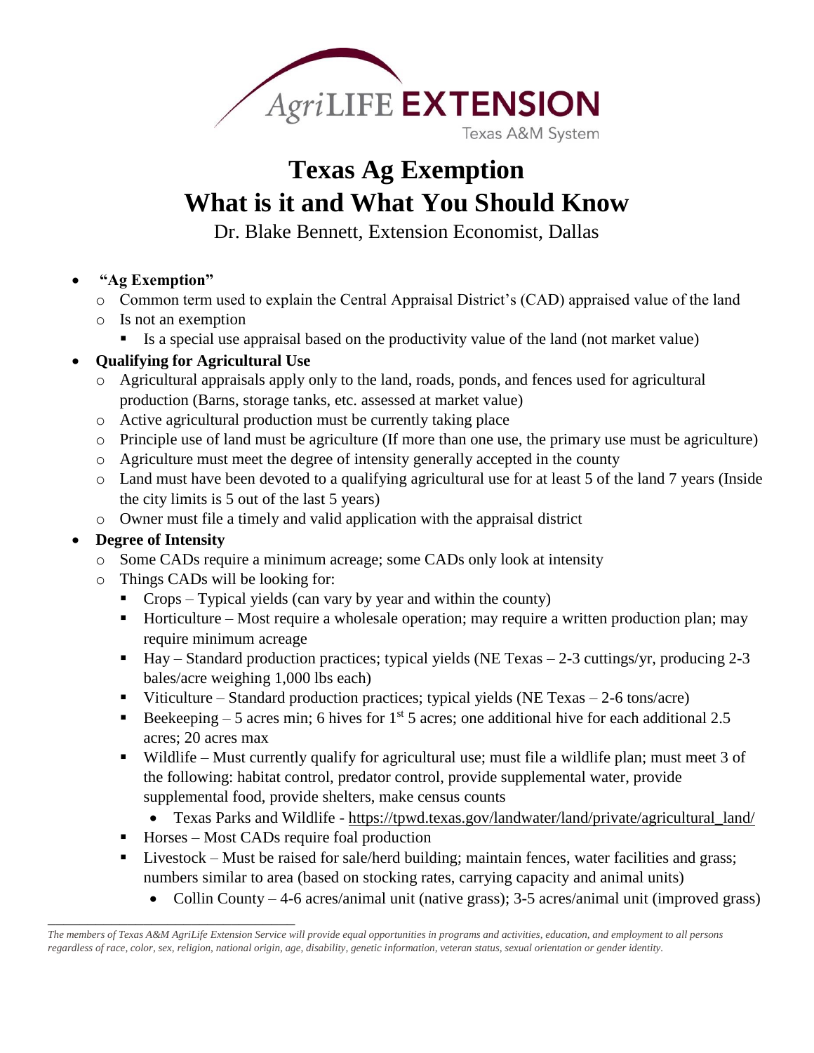AgriLIFE EXTENSION
Texas A&M System

# Texas Ag Exemption
# What is it and What You Should Know

Dr. Blake Bennett, Extension Economist, Dallas

- **"Ag Exemption"**
  - Common term used to explain the Central Appraisal District's (CAD) appraised value of the land
  - Is not an exemption
    - Is a special use appraisal based on the productivity value of the land (not market value)
- **Qualifying for Agricultural Use**
  - Agricultural appraisals apply only to the land, roads, ponds, and fences used for agricultural production (Barns, storage tanks, etc. assessed at market value)
  - Active agricultural production must be currently taking place
  - Principle use of land must be agriculture (If more than one use, the primary use must be agriculture)
  - Agriculture must meet the degree of intensity generally accepted in the county
  - Land must have been devoted to a qualifying agricultural use for at least 5 of the land 7 years (Inside the city limits is 5 out of the last 5 years)
  - Owner must file a timely and valid application with the appraisal district
- **Degree of Intensity**
  - Some CADs require a minimum acreage; some CADs only look at intensity
  - Things CADs will be looking for:
    - Crops – Typical yields (can vary by year and within the county)
    - Horticulture – Most require a wholesale operation; may require a written production plan; may require minimum acreage
    - Hay – Standard production practices; typical yields (NE Texas – 2-3 cuttings/yr, producing 2-3 bales/acre weighing 1,000 lbs each)
    - Viticulture – Standard production practices; typical yields (NE Texas – 2-6 tons/acre)
    - Beekeeping – 5 acres min; 6 hives for 1st 5 acres; one additional hive for each additional 2.5 acres; 20 acres max
    - Wildlife – Must currently qualify for agricultural use; must file a wildlife plan; must meet 3 of the following: habitat control, predator control, provide supplemental water, provide supplemental food, provide shelters, make census counts
      - Texas Parks and Wildlife - https://tpwd.texas.gov/landwater/land/private/agricultural_land/
    - Horses – Most CADs require foal production
    - Livestock – Must be raised for sale/herd building; maintain fences, water facilities and grass; numbers similar to area (based on stocking rates, carrying capacity and animal units)
      - Collin County – 4-6 acres/animal unit (native grass); 3-5 acres/animal unit (improved grass)

*The members of Texas A&M AgriLife Extension Service will provide equal opportunities in programs and activities, education, and employment to all persons regardless of race, color, sex, religion, national origin, age, disability, genetic information, veteran status, sexual orientation or gender identity.*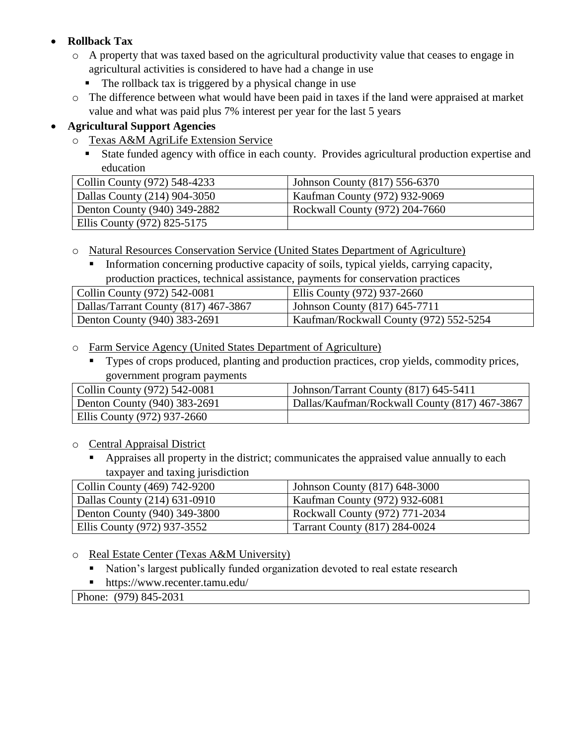- **Rollback Tax**
  - A property that was taxed based on the agricultural productivity value that ceases to engage in agricultural activities is considered to have had a change in use
    - The rollback tax is triggered by a physical change in use
  - The difference between what would have been paid in taxes if the land were appraised at market value and what was paid plus 7% interest per year for the last 5 years
- **Agricultural Support Agencies**
  - Texas A&M AgriLife Extension Service
    - State funded agency with office in each county. Provides agricultural production expertise and education

| | |
|---|---|
| Collin County (972) 548-4233 | Johnson County (817) 556-6370 |
| Dallas County (214) 904-3050 | Kaufman County (972) 932-9069 |
| Denton County (940) 349-2882 | Rockwall County (972) 204-7660 |
| Ellis County (972) 825-5175 | |

  - Natural Resources Conservation Service (United States Department of Agriculture)
    - Information concerning productive capacity of soils, typical yields, carrying capacity, production practices, technical assistance, payments for conservation practices

| | |
|---|---|
| Collin County (972) 542-0081 | Ellis County (972) 937-2660 |
| Dallas/Tarrant County (817) 467-3867 | Johnson County (817) 645-7711 |
| Denton County (940) 383-2691 | Kaufman/Rockwall County (972) 552-5254 |

  - Farm Service Agency (United States Department of Agriculture)
    - Types of crops produced, planting and production practices, crop yields, commodity prices, government program payments

| | |
|---|---|
| Collin County (972) 542-0081 | Johnson/Tarrant County (817) 645-5411 |
| Denton County (940) 383-2691 | Dallas/Kaufman/Rockwall County (817) 467-3867 |
| Ellis County (972) 937-2660 | |

  - Central Appraisal District
    - Appraises all property in the district; communicates the appraised value annually to each taxpayer and taxing jurisdiction

| | |
|---|---|
| Collin County (469) 742-9200 | Johnson County (817) 648-3000 |
| Dallas County (214) 631-0910 | Kaufman County (972) 932-6081 |
| Denton County (940) 349-3800 | Rockwall County (972) 771-2034 |
| Ellis County (972) 937-3552 | Tarrant County (817) 284-0024 |

  - Real Estate Center (Texas A&M University)
    - Nation's largest publically funded organization devoted to real estate research
    - https://www.recenter.tamu.edu/

| |
|---|
| Phone: (979) 845-2031 |